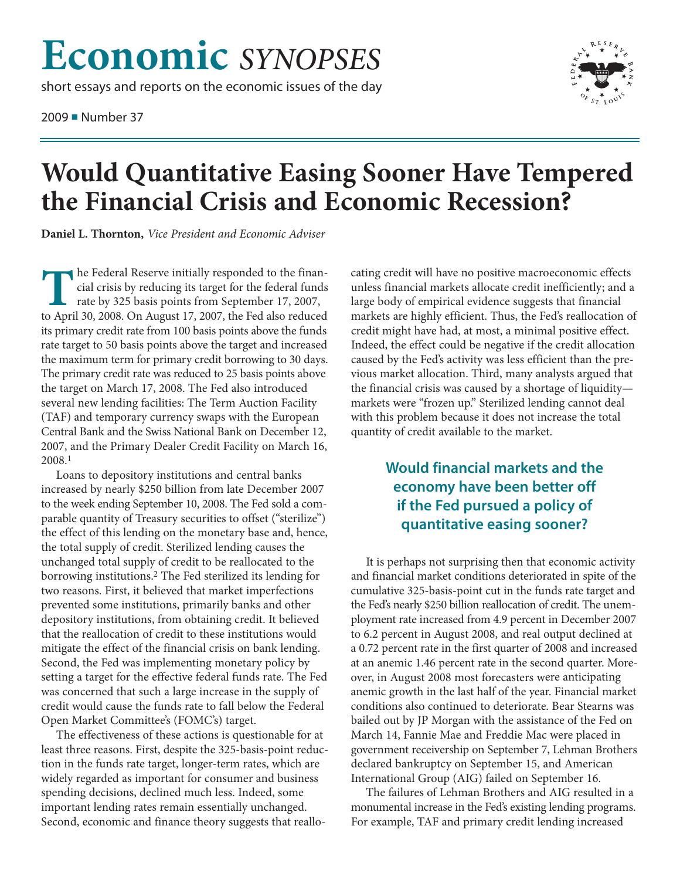# Economic *SYNOPSES*

short essays and reports on the economic issues of the day

2009 ■ Number 37

# Would Quantitative Easing Sooner Have Tempered the Financial Crisis and Economic Recession?

**Daniel L. Thornton,** *Vice President and Economic Adviser*

The Federal Reserve initially responded to the financial crisis by reducing its target for the federal funds rate by 325 basis points from September 17, 2007, to April 30, 2008. On August 17, 2007, the Fed also reduced its primary credit rate from 100 basis points above the funds rate target to 50 basis points above the target and increased the maximum term for primary credit borrowing to 30 days. The primary credit rate was reduced to 25 basis points above the target on March 17, 2008. The Fed also introduced several new lending facilities: The Term Auction Facility (TAF) and temporary currency swaps with the European Central Bank and the Swiss National Bank on December 12, 2007, and the Primary Dealer Credit Facility on March 16, 2008.[1]

Loans to depository institutions and central banks increased by nearly $250 billion from late December 2007 to the week ending September 10, 2008. The Fed sold a comparable quantity of Treasury securities to offset ("sterilize") the effect of this lending on the monetary base and, hence, the total supply of credit. Sterilized lending causes the unchanged total supply of credit to be reallocated to the borrowing institutions.[2] The Fed sterilized its lending for two reasons. First, it believed that market imperfections prevented some institutions, primarily banks and other depository institutions, from obtaining credit. It believed that the reallocation of credit to these institutions would mitigate the effect of the financial crisis on bank lending. Second, the Fed was implementing monetary policy by setting a target for the effective federal funds rate. The Fed was concerned that such a large increase in the supply of credit would cause the funds rate to fall below the Federal Open Market Committee's (FOMC's) target.

The effectiveness of these actions is questionable for at least three reasons. First, despite the 325-basis-point reduction in the funds rate target, longer-term rates, which are widely regarded as important for consumer and business spending decisions, declined much less. Indeed, some important lending rates remain essentially unchanged. Second, economic and finance theory suggests that reallocating credit will have no positive macroeconomic effects unless financial markets allocate credit inefficiently; and a large body of empirical evidence suggests that financial markets are highly efficient. Thus, the Fed's reallocation of credit might have had, at most, a minimal positive effect. Indeed, the effect could be negative if the credit allocation caused by the Fed's activity was less efficient than the previous market allocation. Third, many analysts argued that the financial crisis was caused by a shortage of liquidity—markets were "frozen up." Sterilized lending cannot deal with this problem because it does not increase the total quantity of credit available to the market.

> **Would financial markets and the economy have been better off if the Fed pursued a policy of quantitative easing sooner?**

It is perhaps not surprising then that economic activity and financial market conditions deteriorated in spite of the cumulative 325-basis-point cut in the funds rate target and the Fed's nearly $250 billion reallocation of credit. The unemployment rate increased from 4.9 percent in December 2007 to 6.2 percent in August 2008, and real output declined at a 0.72 percent rate in the first quarter of 2008 and increased at an anemic 1.46 percent rate in the second quarter. Moreover, in August 2008 most forecasters were anticipating anemic growth in the last half of the year. Financial market conditions also continued to deteriorate. Bear Stearns was bailed out by JP Morgan with the assistance of the Fed on March 14, Fannie Mae and Freddie Mac were placed in government receivership on September 7, Lehman Brothers declared bankruptcy on September 15, and American International Group (AIG) failed on September 16.

The failures of Lehman Brothers and AIG resulted in a monumental increase in the Fed's existing lending programs. For example, TAF and primary credit lending increased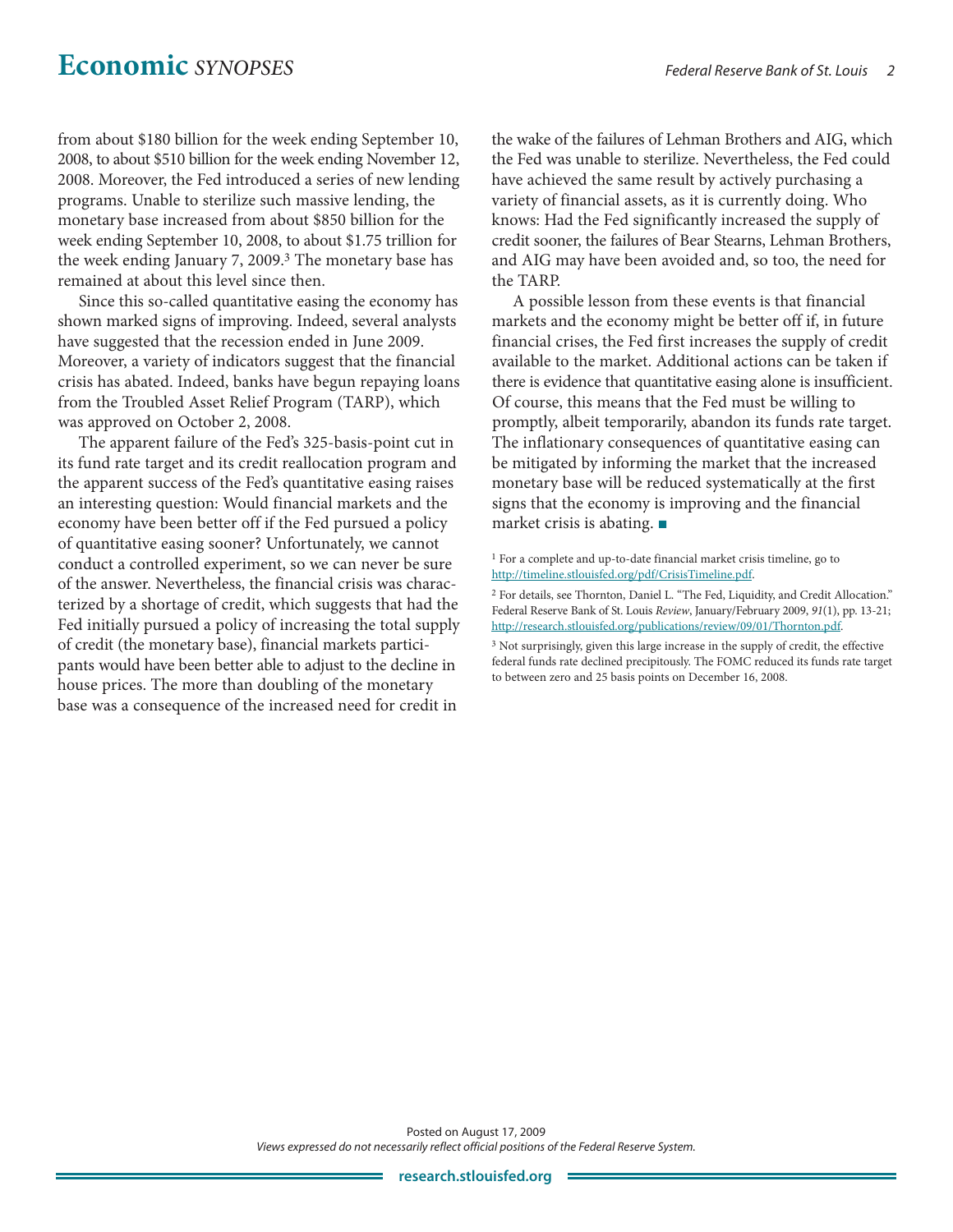from about $180 billion for the week ending September 10, 2008, to about $510 billion for the week ending November 12, 2008. Moreover, the Fed introduced a series of new lending programs. Unable to sterilize such massive lending, the monetary base increased from about $850 billion for the week ending September 10, 2008, to about $1.75 trillion for the week ending January 7, 2009.[3] The monetary base has remained at about this level since then.

Since this so-called quantitative easing the economy has shown marked signs of improving. Indeed, several analysts have suggested that the recession ended in June 2009. Moreover, a variety of indicators suggest that the financial crisis has abated. Indeed, banks have begun repaying loans from the Troubled Asset Relief Program (TARP), which was approved on October 2, 2008.

The apparent failure of the Fed's 325-basis-point cut in its fund rate target and its credit reallocation program and the apparent success of the Fed's quantitative easing raises an interesting question: Would financial markets and the economy have been better off if the Fed pursued a policy of quantitative easing sooner? Unfortunately, we cannot conduct a controlled experiment, so we can never be sure of the answer. Nevertheless, the financial crisis was characterized by a shortage of credit, which suggests that had the Fed initially pursued a policy of increasing the total supply of credit (the monetary base), financial markets participants would have been better able to adjust to the decline in house prices. The more than doubling of the monetary base was a consequence of the increased need for credit in the wake of the failures of Lehman Brothers and AIG, which the Fed was unable to sterilize. Nevertheless, the Fed could have achieved the same result by actively purchasing a variety of financial assets, as it is currently doing. Who knows: Had the Fed significantly increased the supply of credit sooner, the failures of Bear Stearns, Lehman Brothers, and AIG may have been avoided and, so too, the need for the TARP.

A possible lesson from these events is that financial markets and the economy might be better off if, in future financial crises, the Fed first increases the supply of credit available to the market. Additional actions can be taken if there is evidence that quantitative easing alone is insufficient. Of course, this means that the Fed must be willing to promptly, albeit temporarily, abandon its funds rate target. The inflationary consequences of quantitative easing can be mitigated by informing the market that the increased monetary base will be reduced systematically at the first signs that the economy is improving and the financial market crisis is abating. ■

[1] For a complete and up-to-date financial market crisis timeline, go to http://timeline.stlouisfed.org/pdf/CrisisTimeline.pdf.

[2] For details, see Thornton, Daniel L. "The Fed, Liquidity, and Credit Allocation." Federal Reserve Bank of St. Louis *Review*, January/February 2009, *91*(1), pp. 13-21; http://research.stlouisfed.org/publications/review/09/01/Thornton.pdf.

[3] Not surprisingly, given this large increase in the supply of credit, the effective federal funds rate declined precipitously. The FOMC reduced its funds rate target to between zero and 25 basis points on December 16, 2008.

Posted on August 17, 2009

*Views expressed do not necessarily reflect official positions of the Federal Reserve System.*